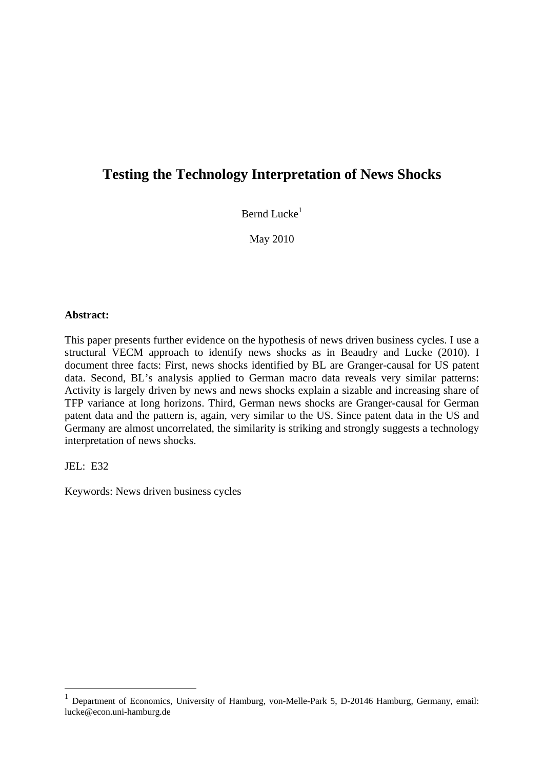# Testing the Technology Interpretation of News Shocks

Bernd Lucke[1]

May 2010

**Abstract:**

This paper presents further evidence on the hypothesis of news driven business cycles. I use a structural VECM approach to identify news shocks as in Beaudry and Lucke (2010). I document three facts: First, news shocks identified by BL are Granger-causal for US patent data. Second, BL's analysis applied to German macro data reveals very similar patterns: Activity is largely driven by news and news shocks explain a sizable and increasing share of TFP variance at long horizons. Third, German news shocks are Granger-causal for German patent data and the pattern is, again, very similar to the US. Since patent data in the US and Germany are almost uncorrelated, the similarity is striking and strongly suggests a technology interpretation of news shocks.

JEL: E32

Keywords: News driven business cycles

[1] Department of Economics, University of Hamburg, von-Melle-Park 5, D-20146 Hamburg, Germany, email: lucke@econ.uni-hamburg.de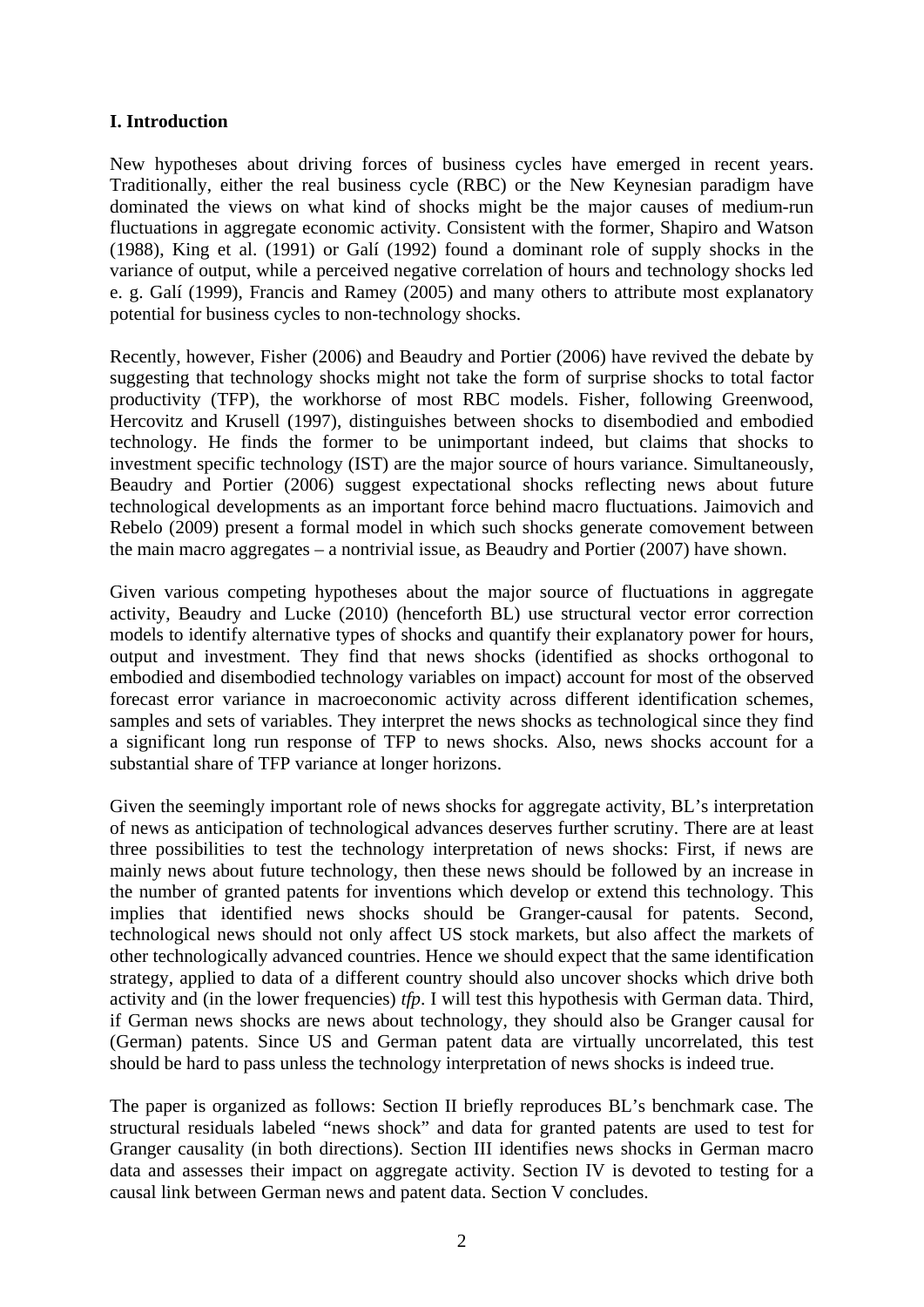## I. Introduction

New hypotheses about driving forces of business cycles have emerged in recent years. Traditionally, either the real business cycle (RBC) or the New Keynesian paradigm have dominated the views on what kind of shocks might be the major causes of medium-run fluctuations in aggregate economic activity. Consistent with the former, Shapiro and Watson (1988), King et al. (1991) or Galí (1992) found a dominant role of supply shocks in the variance of output, while a perceived negative correlation of hours and technology shocks led e. g. Galí (1999), Francis and Ramey (2005) and many others to attribute most explanatory potential for business cycles to non-technology shocks.

Recently, however, Fisher (2006) and Beaudry and Portier (2006) have revived the debate by suggesting that technology shocks might not take the form of surprise shocks to total factor productivity (TFP), the workhorse of most RBC models. Fisher, following Greenwood, Hercovitz and Krusell (1997), distinguishes between shocks to disembodied and embodied technology. He finds the former to be unimportant indeed, but claims that shocks to investment specific technology (IST) are the major source of hours variance. Simultaneously, Beaudry and Portier (2006) suggest expectational shocks reflecting news about future technological developments as an important force behind macro fluctuations. Jaimovich and Rebelo (2009) present a formal model in which such shocks generate comovement between the main macro aggregates – a nontrivial issue, as Beaudry and Portier (2007) have shown.

Given various competing hypotheses about the major source of fluctuations in aggregate activity, Beaudry and Lucke (2010) (henceforth BL) use structural vector error correction models to identify alternative types of shocks and quantify their explanatory power for hours, output and investment. They find that news shocks (identified as shocks orthogonal to embodied and disembodied technology variables on impact) account for most of the observed forecast error variance in macroeconomic activity across different identification schemes, samples and sets of variables. They interpret the news shocks as technological since they find a significant long run response of TFP to news shocks. Also, news shocks account for a substantial share of TFP variance at longer horizons.

Given the seemingly important role of news shocks for aggregate activity, BL's interpretation of news as anticipation of technological advances deserves further scrutiny. There are at least three possibilities to test the technology interpretation of news shocks: First, if news are mainly news about future technology, then these news should be followed by an increase in the number of granted patents for inventions which develop or extend this technology. This implies that identified news shocks should be Granger-causal for patents. Second, technological news should not only affect US stock markets, but also affect the markets of other technologically advanced countries. Hence we should expect that the same identification strategy, applied to data of a different country should also uncover shocks which drive both activity and (in the lower frequencies) *tfp*. I will test this hypothesis with German data. Third, if German news shocks are news about technology, they should also be Granger causal for (German) patents. Since US and German patent data are virtually uncorrelated, this test should be hard to pass unless the technology interpretation of news shocks is indeed true.

The paper is organized as follows: Section II briefly reproduces BL's benchmark case. The structural residuals labeled "news shock" and data for granted patents are used to test for Granger causality (in both directions). Section III identifies news shocks in German macro data and assesses their impact on aggregate activity. Section IV is devoted to testing for a causal link between German news and patent data. Section V concludes.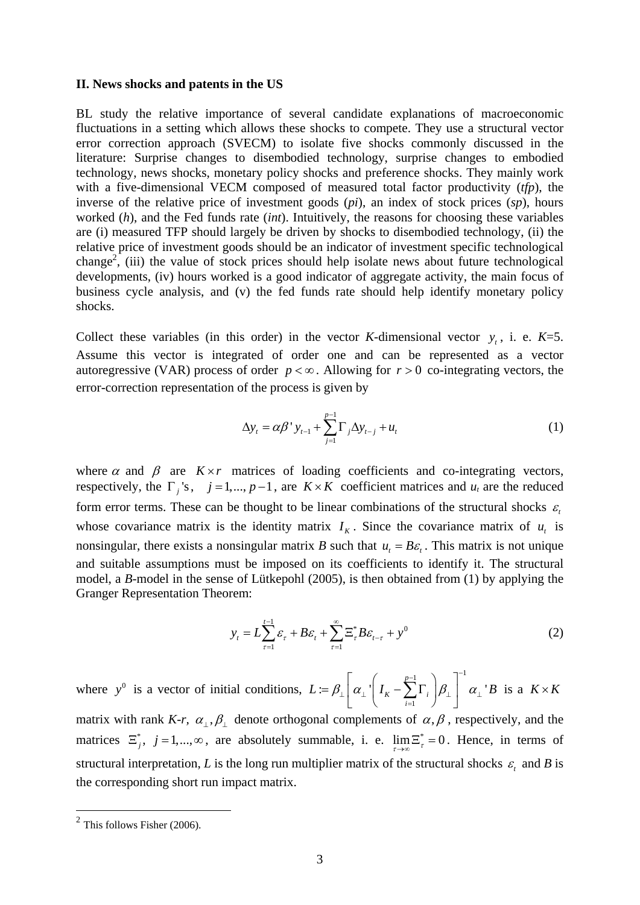**II. News shocks and patents in the US**

BL study the relative importance of several candidate explanations of macroeconomic fluctuations in a setting which allows these shocks to compete. They use a structural vector error correction approach (SVECM) to isolate five shocks commonly discussed in the literature: Surprise changes to disembodied technology, surprise changes to embodied technology, news shocks, monetary policy shocks and preference shocks. They mainly work with a five-dimensional VECM composed of measured total factor productivity (*tfp*), the inverse of the relative price of investment goods (*pi*), an index of stock prices (*sp*), hours worked (*h*), and the Fed funds rate (*int*). Intuitively, the reasons for choosing these variables are (i) measured TFP should largely be driven by shocks to disembodied technology, (ii) the relative price of investment goods should be an indicator of investment specific technological change[2], (iii) the value of stock prices should help isolate news about future technological developments, (iv) hours worked is a good indicator of aggregate activity, the main focus of business cycle analysis, and (v) the fed funds rate should help identify monetary policy shocks.

Collect these variables (in this order) in the vector *K*-dimensional vector $y_t$, i. e. *K*=5. Assume this vector is integrated of order one and can be represented as a vector autoregressive (VAR) process of order $p < \infty$. Allowing for $r > 0$ co-integrating vectors, the error-correction representation of the process is given by

$$\Delta y_t = \alpha\beta' y_{t-1} + \sum_{j=1}^{p-1} \Gamma_j \Delta y_{t-j} + u_t \tag{1}$$

where $\alpha$ and $\beta$ are $K \times r$ matrices of loading coefficients and co-integrating vectors, respectively, the $\Gamma_j$'s, $j = 1,..., p-1$, are $K \times K$ coefficient matrices and $u_t$ are the reduced form error terms. These can be thought to be linear combinations of the structural shocks $\varepsilon_t$ whose covariance matrix is the identity matrix $I_K$. Since the covariance matrix of $u_t$ is nonsingular, there exists a nonsingular matrix *B* such that $u_t = B\varepsilon_t$. This matrix is not unique and suitable assumptions must be imposed on its coefficients to identify it. The structural model, a *B*-model in the sense of Lütkepohl (2005), is then obtained from (1) by applying the Granger Representation Theorem:

$$y_t = L\sum_{\tau=1}^{t-1} \varepsilon_\tau + B\varepsilon_t + \sum_{\tau=1}^{\infty} \Xi_\tau^* B\varepsilon_{t-\tau} + y^0 \tag{2}$$

where $y^0$ is a vector of initial conditions, $L := \beta_\perp \left[ \alpha_\perp ' \left( I_K - \sum_{i=1}^{p-1} \Gamma_i \right) \beta_\perp \right]^{-1} \alpha_\perp ' B$ is a $K \times K$ matrix with rank *K-r*, $\alpha_\perp, \beta_\perp$ denote orthogonal complements of $\alpha, \beta$, respectively, and the matrices $\Xi_j^*,\ j = 1,...,\infty$, are absolutely summable, i. e. $\lim_{\tau \to \infty} \Xi_\tau^* = 0$. Hence, in terms of structural interpretation, *L* is the long run multiplier matrix of the structural shocks $\varepsilon_t$ and *B* is the corresponding short run impact matrix.

[2] This follows Fisher (2006).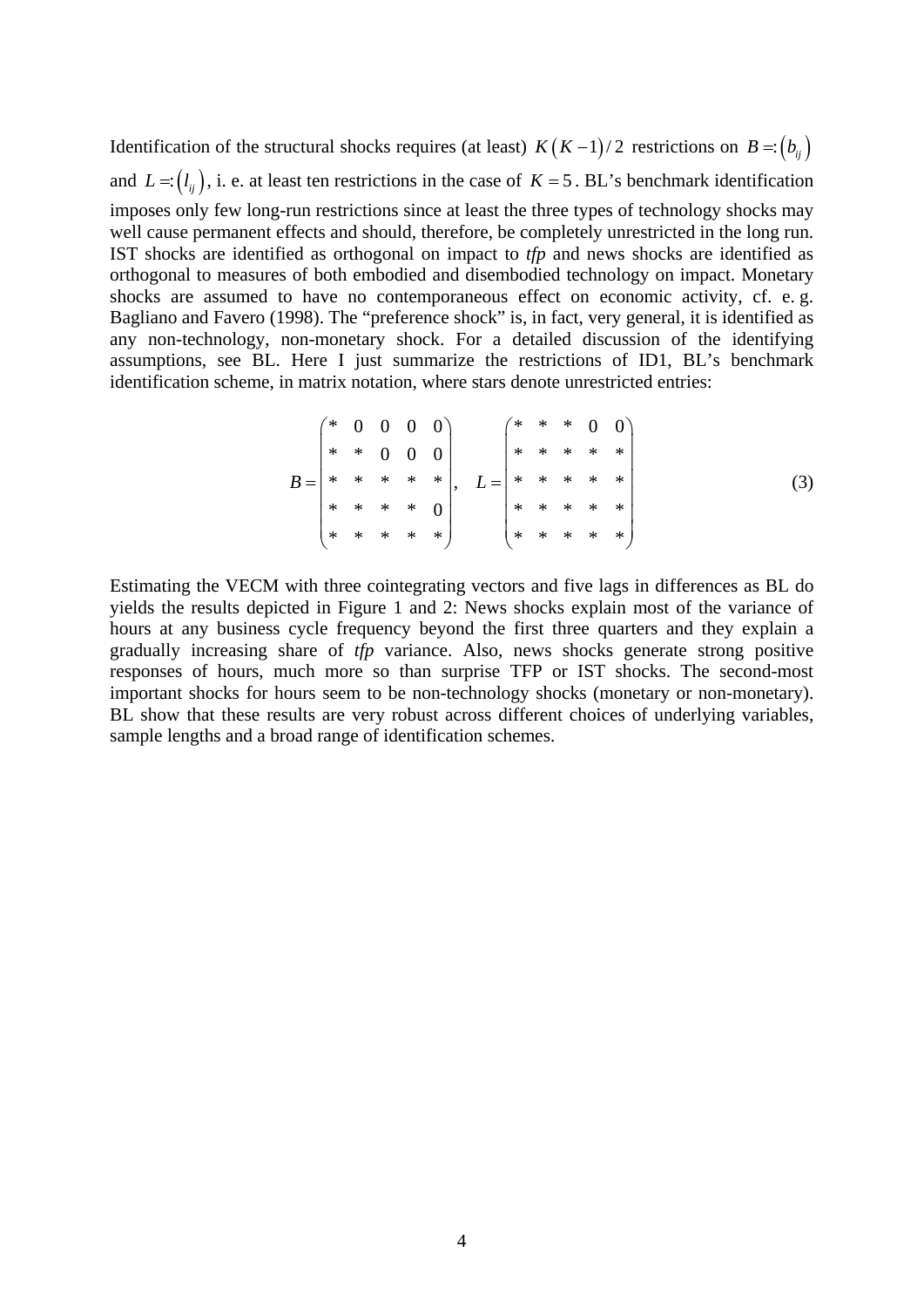Identification of the structural shocks requires (at least) $K(K-1)/2$ restrictions on $B =: (b_{ij})$ and $L =: (l_{ij})$, i. e. at least ten restrictions in the case of $K = 5$. BL's benchmark identification imposes only few long-run restrictions since at least the three types of technology shocks may well cause permanent effects and should, therefore, be completely unrestricted in the long run. IST shocks are identified as orthogonal on impact to *tfp* and news shocks are identified as orthogonal to measures of both embodied and disembodied technology on impact. Monetary shocks are assumed to have no contemporaneous effect on economic activity, cf. e. g. Bagliano and Favero (1998). The "preference shock" is, in fact, very general, it is identified as any non-technology, non-monetary shock. For a detailed discussion of the identifying assumptions, see BL. Here I just summarize the restrictions of ID1, BL's benchmark identification scheme, in matrix notation, where stars denote unrestricted entries:

$$B = \begin{pmatrix} * & 0 & 0 & 0 & 0 \\ * & * & 0 & 0 & 0 \\ * & * & * & * & * \\ * & * & * & * & 0 \\ * & * & * & * & * \end{pmatrix}, \quad L = \begin{pmatrix} * & * & * & 0 & 0 \\ * & * & * & * & * \\ * & * & * & * & * \\ * & * & * & * & * \\ * & * & * & * & * \end{pmatrix} \tag{3}$$

Estimating the VECM with three cointegrating vectors and five lags in differences as BL do yields the results depicted in Figure 1 and 2: News shocks explain most of the variance of hours at any business cycle frequency beyond the first three quarters and they explain a gradually increasing share of *tfp* variance. Also, news shocks generate strong positive responses of hours, much more so than surprise TFP or IST shocks. The second-most important shocks for hours seem to be non-technology shocks (monetary or non-monetary). BL show that these results are very robust across different choices of underlying variables, sample lengths and a broad range of identification schemes.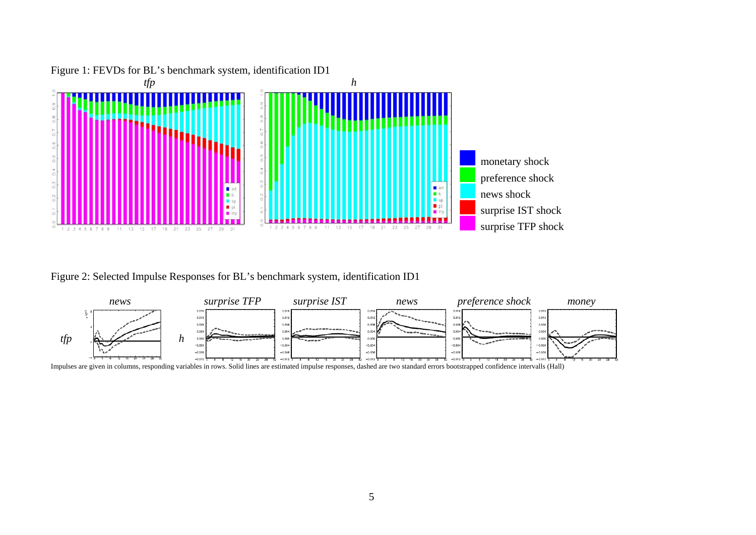Figure 1: FEVDs for BL's benchmark system, identification ID1

Figure 2: Selected Impulse Responses for BL's benchmark system, identification ID1

Impulses are given in columns, responding variables in rows. Solid lines are estimated impulse responses, dashed are two standard errors bootstrapped confidence intervalls (Hall)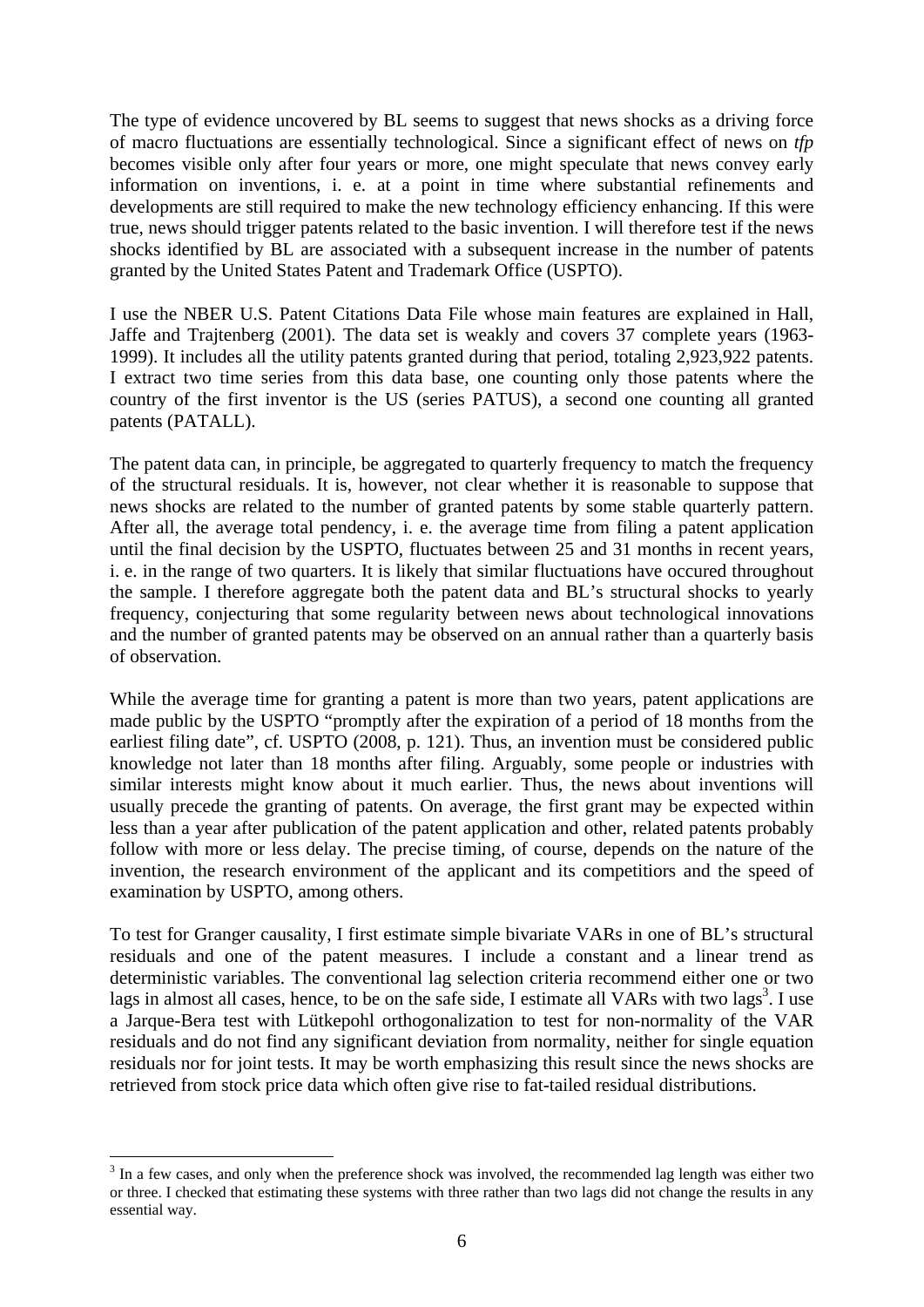The type of evidence uncovered by BL seems to suggest that news shocks as a driving force of macro fluctuations are essentially technological. Since a significant effect of news on *tfp* becomes visible only after four years or more, one might speculate that news convey early information on inventions, i. e. at a point in time where substantial refinements and developments are still required to make the new technology efficiency enhancing. If this were true, news should trigger patents related to the basic invention. I will therefore test if the news shocks identified by BL are associated with a subsequent increase in the number of patents granted by the United States Patent and Trademark Office (USPTO).

I use the NBER U.S. Patent Citations Data File whose main features are explained in Hall, Jaffe and Trajtenberg (2001). The data set is weakly and covers 37 complete years (1963-1999). It includes all the utility patents granted during that period, totaling 2,923,922 patents. I extract two time series from this data base, one counting only those patents where the country of the first inventor is the US (series PATUS), a second one counting all granted patents (PATALL).

The patent data can, in principle, be aggregated to quarterly frequency to match the frequency of the structural residuals. It is, however, not clear whether it is reasonable to suppose that news shocks are related to the number of granted patents by some stable quarterly pattern. After all, the average total pendency, i. e. the average time from filing a patent application until the final decision by the USPTO, fluctuates between 25 and 31 months in recent years, i. e. in the range of two quarters. It is likely that similar fluctuations have occured throughout the sample. I therefore aggregate both the patent data and BL's structural shocks to yearly frequency, conjecturing that some regularity between news about technological innovations and the number of granted patents may be observed on an annual rather than a quarterly basis of observation.

While the average time for granting a patent is more than two years, patent applications are made public by the USPTO "promptly after the expiration of a period of 18 months from the earliest filing date", cf. USPTO (2008, p. 121). Thus, an invention must be considered public knowledge not later than 18 months after filing. Arguably, some people or industries with similar interests might know about it much earlier. Thus, the news about inventions will usually precede the granting of patents. On average, the first grant may be expected within less than a year after publication of the patent application and other, related patents probably follow with more or less delay. The precise timing, of course, depends on the nature of the invention, the research environment of the applicant and its competitiors and the speed of examination by USPTO, among others.

To test for Granger causality, I first estimate simple bivariate VARs in one of BL's structural residuals and one of the patent measures. I include a constant and a linear trend as deterministic variables. The conventional lag selection criteria recommend either one or two lags in almost all cases, hence, to be on the safe side, I estimate all VARs with two lags[3]. I use a Jarque-Bera test with Lütkepohl orthogonalization to test for non-normality of the VAR residuals and do not find any significant deviation from normality, neither for single equation residuals nor for joint tests. It may be worth emphasizing this result since the news shocks are retrieved from stock price data which often give rise to fat-tailed residual distributions.

---

[3] In a few cases, and only when the preference shock was involved, the recommended lag length was either two or three. I checked that estimating these systems with three rather than two lags did not change the results in any essential way.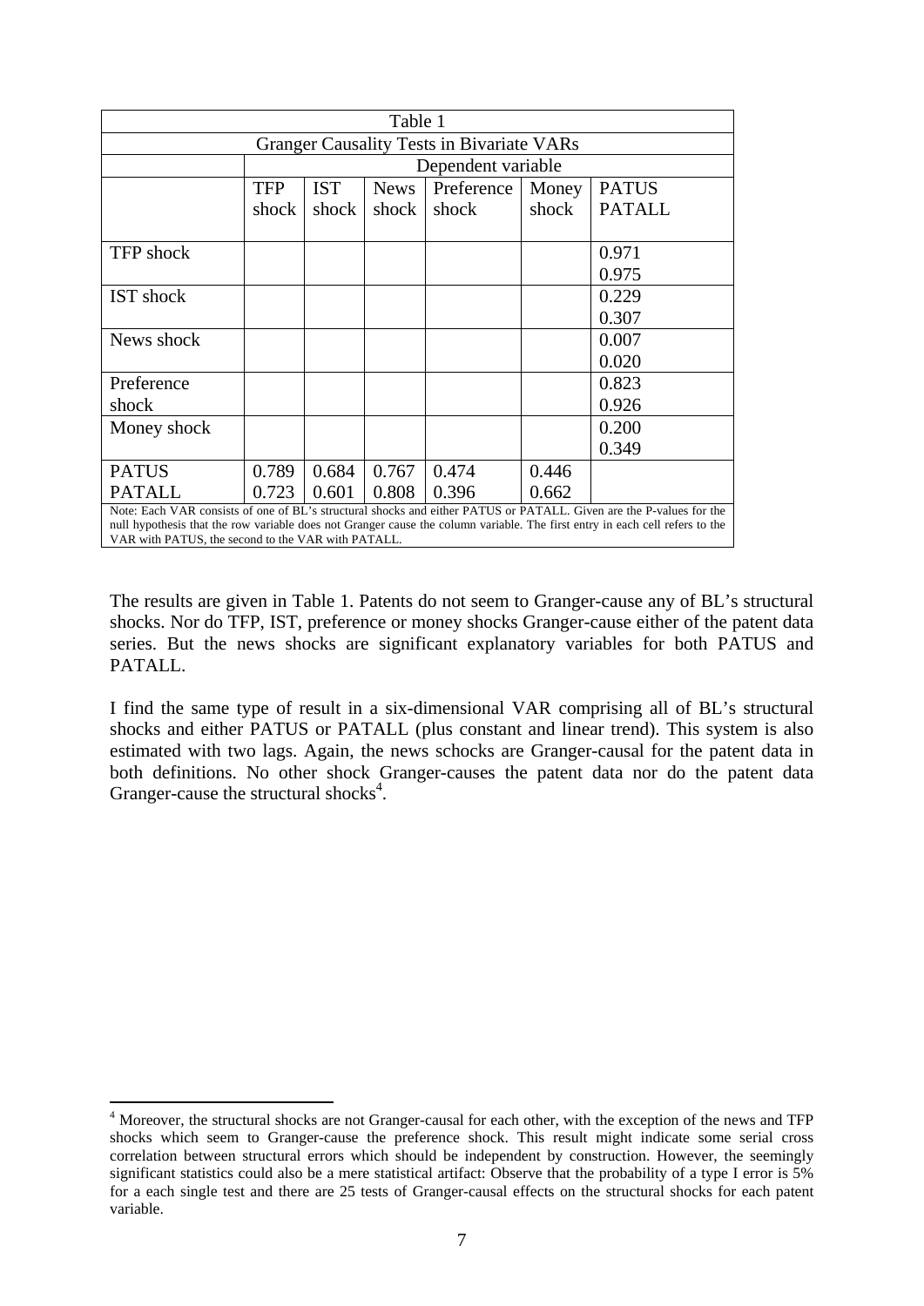Table 1

Granger Causality Tests in Bivariate VARs

| | Dependent variable | | | | | |
|---|---|---|---|---|---|---|
| | TFP shock | IST shock | News shock | Preference shock | Money shock | PATUS PATALL |
| TFP shock | | | | | | 0.971<br>0.975 |
| IST shock | | | | | | 0.229<br>0.307 |
| News shock | | | | | | 0.007<br>0.020 |
| Preference shock | | | | | | 0.823<br>0.926 |
| Money shock | | | | | | 0.200<br>0.349 |
| PATUS<br>PATALL | 0.789<br>0.723 | 0.684<br>0.601 | 0.767<br>0.808 | 0.474<br>0.396 | 0.446<br>0.662 | |

Note: Each VAR consists of one of BL's structural shocks and either PATUS or PATALL. Given are the P-values for the null hypothesis that the row variable does not Granger cause the column variable. The first entry in each cell refers to the VAR with PATUS, the second to the VAR with PATALL.

The results are given in Table 1. Patents do not seem to Granger-cause any of BL's structural shocks. Nor do TFP, IST, preference or money shocks Granger-cause either of the patent data series. But the news shocks are significant explanatory variables for both PATUS and PATALL.

I find the same type of result in a six-dimensional VAR comprising all of BL's structural shocks and either PATUS or PATALL (plus constant and linear trend). This system is also estimated with two lags. Again, the news schocks are Granger-causal for the patent data in both definitions. No other shock Granger-causes the patent data nor do the patent data Granger-cause the structural shocks[4].

[4] Moreover, the structural shocks are not Granger-causal for each other, with the exception of the news and TFP shocks which seem to Granger-cause the preference shock. This result might indicate some serial cross correlation between structural errors which should be independent by construction. However, the seemingly significant statistics could also be a mere statistical artifact: Observe that the probability of a type I error is 5% for a each single test and there are 25 tests of Granger-causal effects on the structural shocks for each patent variable.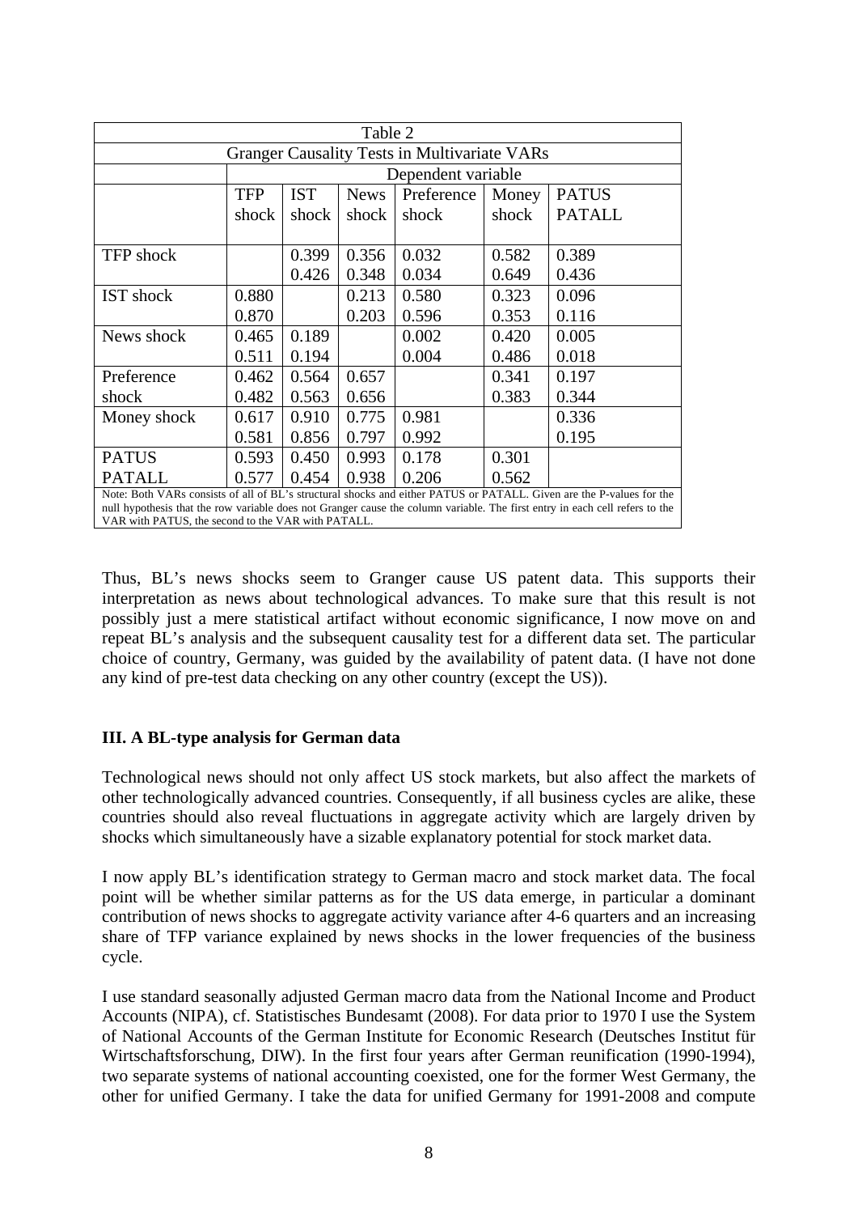| Table 2 | | | | | | |
|---|---|---|---|---|---|---|
| Granger Causality Tests in Multivariate VARs | | | | | | |
| | Dependent variable | | | | | |
| | TFP shock | IST shock | News shock | Preference shock | Money shock | PATUS PATALL |
| TFP shock | | 0.399<br>0.426 | 0.356<br>0.348 | 0.032<br>0.034 | 0.582<br>0.649 | 0.389<br>0.436 |
| IST shock | 0.880<br>0.870 | | 0.213<br>0.203 | 0.580<br>0.596 | 0.323<br>0.353 | 0.096<br>0.116 |
| News shock | 0.465<br>0.511 | 0.189<br>0.194 | | 0.002<br>0.004 | 0.420<br>0.486 | 0.005<br>0.018 |
| Preference shock | 0.462<br>0.482 | 0.564<br>0.563 | 0.657<br>0.656 | | 0.341<br>0.383 | 0.197<br>0.344 |
| Money shock | 0.617<br>0.581 | 0.910<br>0.856 | 0.775<br>0.797 | 0.981<br>0.992 | | 0.336<br>0.195 |
| PATUS<br>PATALL | 0.593<br>0.577 | 0.450<br>0.454 | 0.993<br>0.938 | 0.178<br>0.206 | 0.301<br>0.562 | |

Note: Both VARs consists of all of BL's structural shocks and either PATUS or PATALL. Given are the P-values for the null hypothesis that the row variable does not Granger cause the column variable. The first entry in each cell refers to the VAR with PATUS, the second to the VAR with PATALL.

Thus, BL's news shocks seem to Granger cause US patent data. This supports their interpretation as news about technological advances. To make sure that this result is not possibly just a mere statistical artifact without economic significance, I now move on and repeat BL's analysis and the subsequent causality test for a different data set. The particular choice of country, Germany, was guided by the availability of patent data. (I have not done any kind of pre-test data checking on any other country (except the US)).

### III. A BL-type analysis for German data

Technological news should not only affect US stock markets, but also affect the markets of other technologically advanced countries. Consequently, if all business cycles are alike, these countries should also reveal fluctuations in aggregate activity which are largely driven by shocks which simultaneously have a sizable explanatory potential for stock market data.

I now apply BL's identification strategy to German macro and stock market data. The focal point will be whether similar patterns as for the US data emerge, in particular a dominant contribution of news shocks to aggregate activity variance after 4-6 quarters and an increasing share of TFP variance explained by news shocks in the lower frequencies of the business cycle.

I use standard seasonally adjusted German macro data from the National Income and Product Accounts (NIPA), cf. Statistisches Bundesamt (2008). For data prior to 1970 I use the System of National Accounts of the German Institute for Economic Research (Deutsches Institut für Wirtschaftsforschung, DIW). In the first four years after German reunification (1990-1994), two separate systems of national accounting coexisted, one for the former West Germany, the other for unified Germany. I take the data for unified Germany for 1991-2008 and compute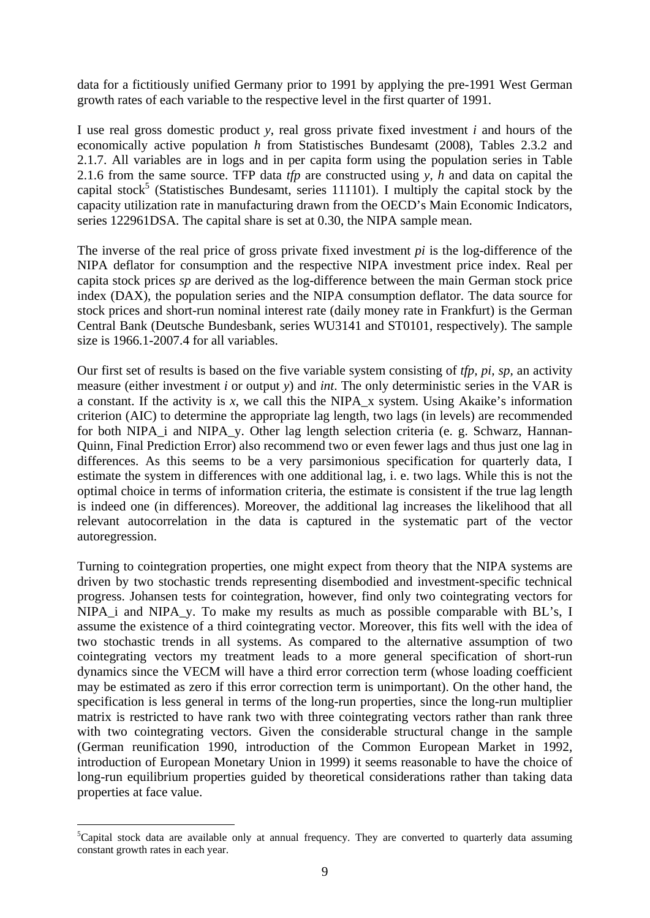data for a fictitiously unified Germany prior to 1991 by applying the pre-1991 West German growth rates of each variable to the respective level in the first quarter of 1991.

I use real gross domestic product *y*, real gross private fixed investment *i* and hours of the economically active population *h* from Statistisches Bundesamt (2008), Tables 2.3.2 and 2.1.7. All variables are in logs and in per capita form using the population series in Table 2.1.6 from the same source. TFP data *tfp* are constructed using *y*, *h* and data on capital the capital stock[5] (Statistisches Bundesamt, series 111101). I multiply the capital stock by the capacity utilization rate in manufacturing drawn from the OECD's Main Economic Indicators, series 122961DSA. The capital share is set at 0.30, the NIPA sample mean.

The inverse of the real price of gross private fixed investment *pi* is the log-difference of the NIPA deflator for consumption and the respective NIPA investment price index. Real per capita stock prices *sp* are derived as the log-difference between the main German stock price index (DAX), the population series and the NIPA consumption deflator. The data source for stock prices and short-run nominal interest rate (daily money rate in Frankfurt) is the German Central Bank (Deutsche Bundesbank, series WU3141 and ST0101, respectively). The sample size is 1966.1-2007.4 for all variables.

Our first set of results is based on the five variable system consisting of *tfp, pi, sp,* an activity measure (either investment *i* or output *y*) and *int*. The only deterministic series in the VAR is a constant. If the activity is *x,* we call this the NIPA_x system. Using Akaike's information criterion (AIC) to determine the appropriate lag length, two lags (in levels) are recommended for both NIPA_i and NIPA_y. Other lag length selection criteria (e. g. Schwarz, Hannan-Quinn, Final Prediction Error) also recommend two or even fewer lags and thus just one lag in differences. As this seems to be a very parsimonious specification for quarterly data, I estimate the system in differences with one additional lag, i. e. two lags. While this is not the optimal choice in terms of information criteria, the estimate is consistent if the true lag length is indeed one (in differences). Moreover, the additional lag increases the likelihood that all relevant autocorrelation in the data is captured in the systematic part of the vector autoregression.

Turning to cointegration properties, one might expect from theory that the NIPA systems are driven by two stochastic trends representing disembodied and investment-specific technical progress. Johansen tests for cointegration, however, find only two cointegrating vectors for NIPA_i and NIPA_y. To make my results as much as possible comparable with BL's, I assume the existence of a third cointegrating vector. Moreover, this fits well with the idea of two stochastic trends in all systems. As compared to the alternative assumption of two cointegrating vectors my treatment leads to a more general specification of short-run dynamics since the VECM will have a third error correction term (whose loading coefficient may be estimated as zero if this error correction term is unimportant). On the other hand, the specification is less general in terms of the long-run properties, since the long-run multiplier matrix is restricted to have rank two with three cointegrating vectors rather than rank three with two cointegrating vectors. Given the considerable structural change in the sample (German reunification 1990, introduction of the Common European Market in 1992, introduction of European Monetary Union in 1999) it seems reasonable to have the choice of long-run equilibrium properties guided by theoretical considerations rather than taking data properties at face value.

[5]Capital stock data are available only at annual frequency. They are converted to quarterly data assuming constant growth rates in each year.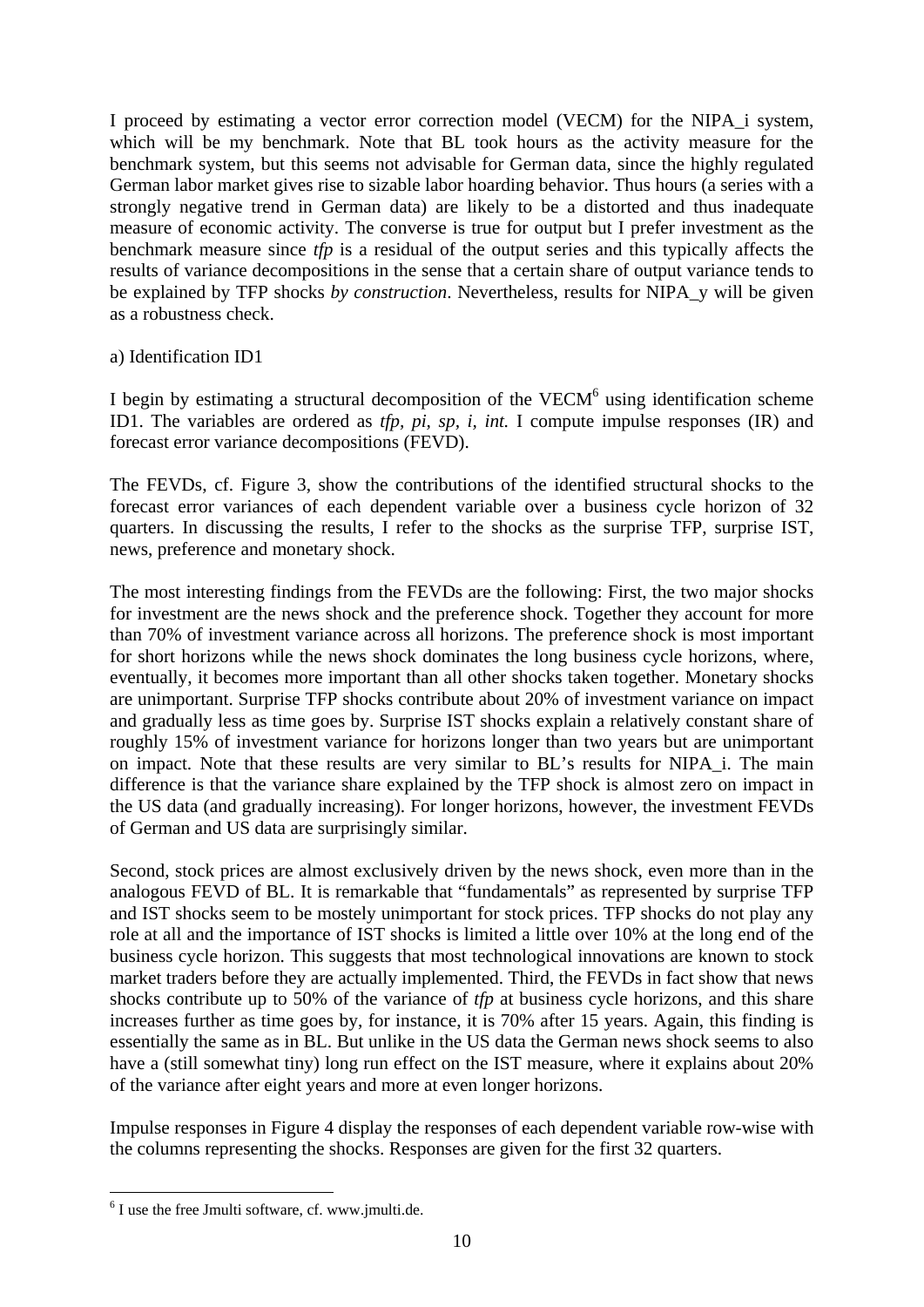I proceed by estimating a vector error correction model (VECM) for the NIPA_i system, which will be my benchmark. Note that BL took hours as the activity measure for the benchmark system, but this seems not advisable for German data, since the highly regulated German labor market gives rise to sizable labor hoarding behavior. Thus hours (a series with a strongly negative trend in German data) are likely to be a distorted and thus inadequate measure of economic activity. The converse is true for output but I prefer investment as the benchmark measure since *tfp* is a residual of the output series and this typically affects the results of variance decompositions in the sense that a certain share of output variance tends to be explained by TFP shocks *by construction*. Nevertheless, results for NIPA_y will be given as a robustness check.

a) Identification ID1

I begin by estimating a structural decomposition of the VECM[6] using identification scheme ID1. The variables are ordered as *tfp, pi, sp, i, int.* I compute impulse responses (IR) and forecast error variance decompositions (FEVD).

The FEVDs, cf. Figure 3, show the contributions of the identified structural shocks to the forecast error variances of each dependent variable over a business cycle horizon of 32 quarters. In discussing the results, I refer to the shocks as the surprise TFP, surprise IST, news, preference and monetary shock.

The most interesting findings from the FEVDs are the following: First, the two major shocks for investment are the news shock and the preference shock. Together they account for more than 70% of investment variance across all horizons. The preference shock is most important for short horizons while the news shock dominates the long business cycle horizons, where, eventually, it becomes more important than all other shocks taken together. Monetary shocks are unimportant. Surprise TFP shocks contribute about 20% of investment variance on impact and gradually less as time goes by. Surprise IST shocks explain a relatively constant share of roughly 15% of investment variance for horizons longer than two years but are unimportant on impact. Note that these results are very similar to BL's results for NIPA_i. The main difference is that the variance share explained by the TFP shock is almost zero on impact in the US data (and gradually increasing). For longer horizons, however, the investment FEVDs of German and US data are surprisingly similar.

Second, stock prices are almost exclusively driven by the news shock, even more than in the analogous FEVD of BL. It is remarkable that "fundamentals" as represented by surprise TFP and IST shocks seem to be mostely unimportant for stock prices. TFP shocks do not play any role at all and the importance of IST shocks is limited a little over 10% at the long end of the business cycle horizon. This suggests that most technological innovations are known to stock market traders before they are actually implemented. Third, the FEVDs in fact show that news shocks contribute up to 50% of the variance of *tfp* at business cycle horizons, and this share increases further as time goes by, for instance, it is 70% after 15 years. Again, this finding is essentially the same as in BL. But unlike in the US data the German news shock seems to also have a (still somewhat tiny) long run effect on the IST measure, where it explains about 20% of the variance after eight years and more at even longer horizons.

Impulse responses in Figure 4 display the responses of each dependent variable row-wise with the columns representing the shocks. Responses are given for the first 32 quarters.

---

[6] I use the free Jmulti software, cf. www.jmulti.de.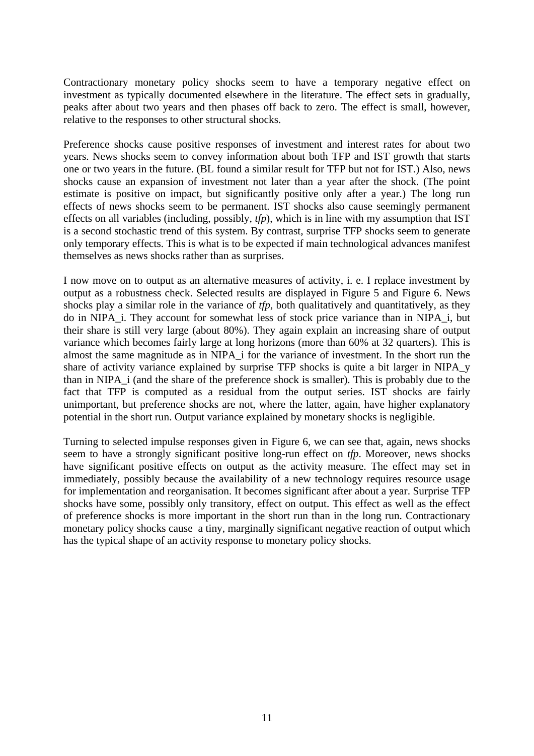Contractionary monetary policy shocks seem to have a temporary negative effect on investment as typically documented elsewhere in the literature. The effect sets in gradually, peaks after about two years and then phases off back to zero. The effect is small, however, relative to the responses to other structural shocks.

Preference shocks cause positive responses of investment and interest rates for about two years. News shocks seem to convey information about both TFP and IST growth that starts one or two years in the future. (BL found a similar result for TFP but not for IST.) Also, news shocks cause an expansion of investment not later than a year after the shock. (The point estimate is positive on impact, but significantly positive only after a year.) The long run effects of news shocks seem to be permanent. IST shocks also cause seemingly permanent effects on all variables (including, possibly, *tfp*), which is in line with my assumption that IST is a second stochastic trend of this system. By contrast, surprise TFP shocks seem to generate only temporary effects. This is what is to be expected if main technological advances manifest themselves as news shocks rather than as surprises.

I now move on to output as an alternative measures of activity, i. e. I replace investment by output as a robustness check. Selected results are displayed in Figure 5 and Figure 6. News shocks play a similar role in the variance of *tfp*, both qualitatively and quantitatively, as they do in NIPA_i. They account for somewhat less of stock price variance than in NIPA_i, but their share is still very large (about 80%). They again explain an increasing share of output variance which becomes fairly large at long horizons (more than 60% at 32 quarters). This is almost the same magnitude as in NIPA_i for the variance of investment. In the short run the share of activity variance explained by surprise TFP shocks is quite a bit larger in NIPA_y than in NIPA_i (and the share of the preference shock is smaller). This is probably due to the fact that TFP is computed as a residual from the output series. IST shocks are fairly unimportant, but preference shocks are not, where the latter, again, have higher explanatory potential in the short run. Output variance explained by monetary shocks is negligible.

Turning to selected impulse responses given in Figure 6, we can see that, again, news shocks seem to have a strongly significant positive long-run effect on *tfp*. Moreover, news shocks have significant positive effects on output as the activity measure. The effect may set in immediately, possibly because the availability of a new technology requires resource usage for implementation and reorganisation. It becomes significant after about a year. Surprise TFP shocks have some, possibly only transitory, effect on output. This effect as well as the effect of preference shocks is more important in the short run than in the long run. Contractionary monetary policy shocks cause a tiny, marginally significant negative reaction of output which has the typical shape of an activity response to monetary policy shocks.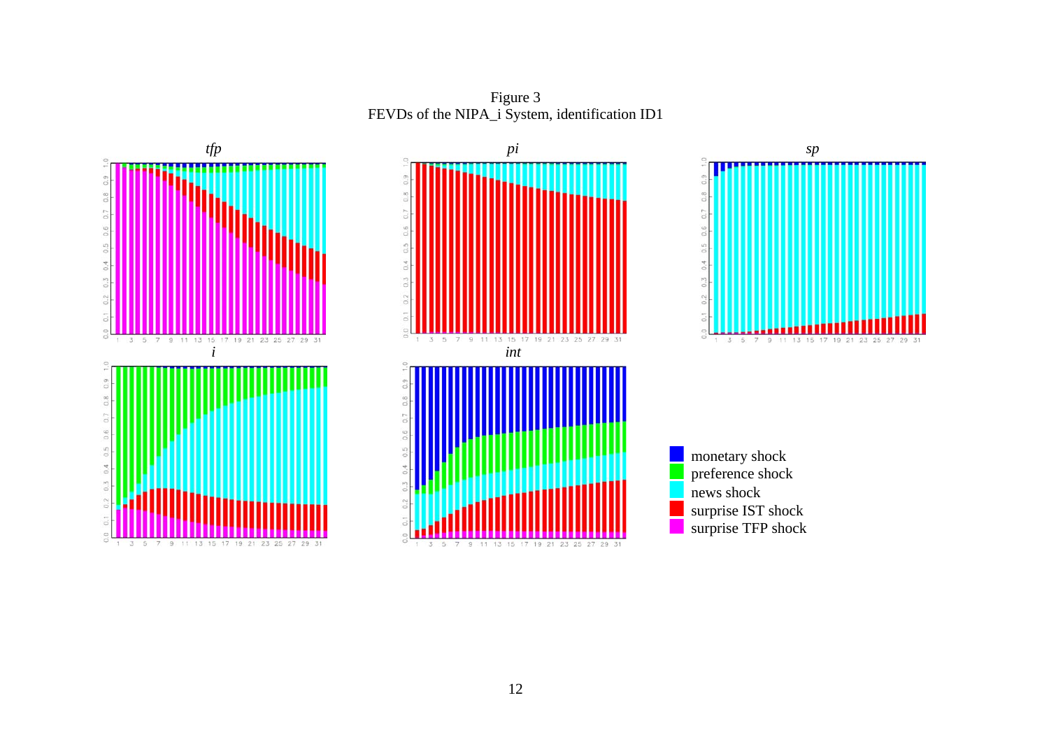Figure 3
FEVDs of the NIPA_i System, identification ID1

*tfp*

*pi*

*sp*

*i*

*int*

monetary shock
preference shock
news shock
surprise IST shock
surprise TFP shock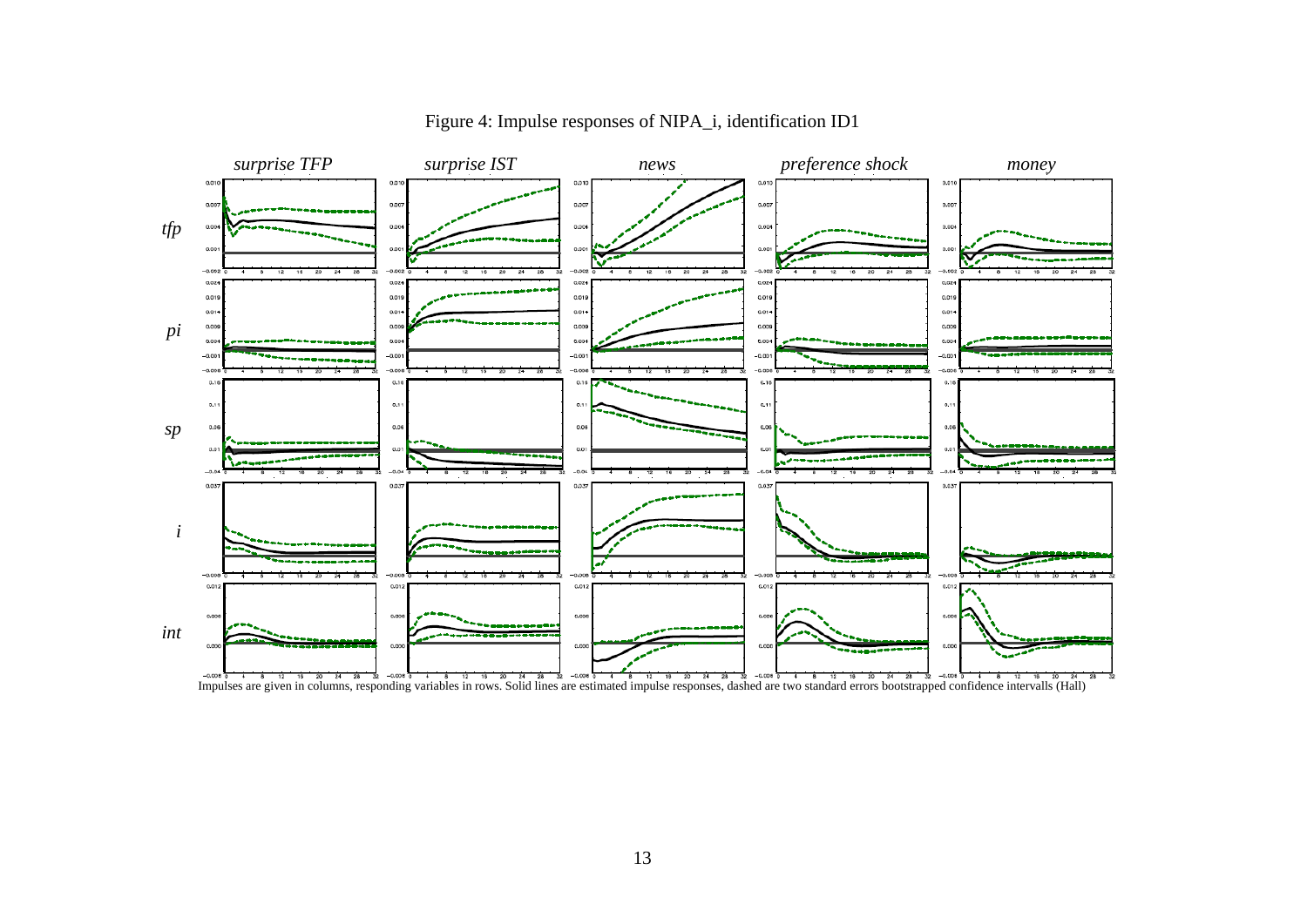Figure 4: Impulse responses of NIPA_i, identification ID1

Impulses are given in columns, responding variables in rows. Solid lines are estimated impulse responses, dashed are two standard errors bootstrapped confidence intervalls (Hall)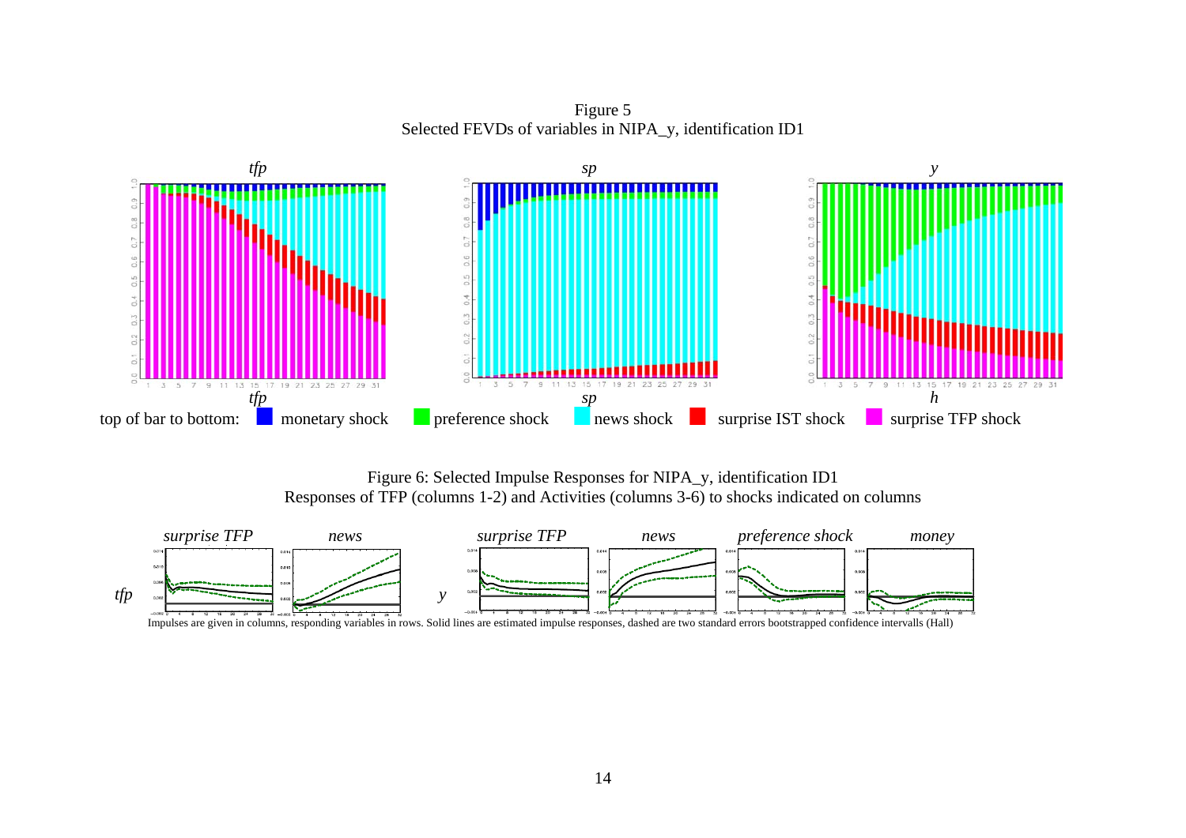Figure 5
Selected FEVDs of variables in NIPA_y, identification ID1

top of bar to bottom: monetary shock, preference shock, news shock, surprise IST shock, surprise TFP shock

Figure 6: Selected Impulse Responses for NIPA_y, identification ID1
Responses of TFP (columns 1-2) and Activities (columns 3-6) to shocks indicated on columns

Impulses are given in columns, responding variables in rows. Solid lines are estimated impulse responses, dashed are two standard errors bootstrapped confidence intervalls (Hall)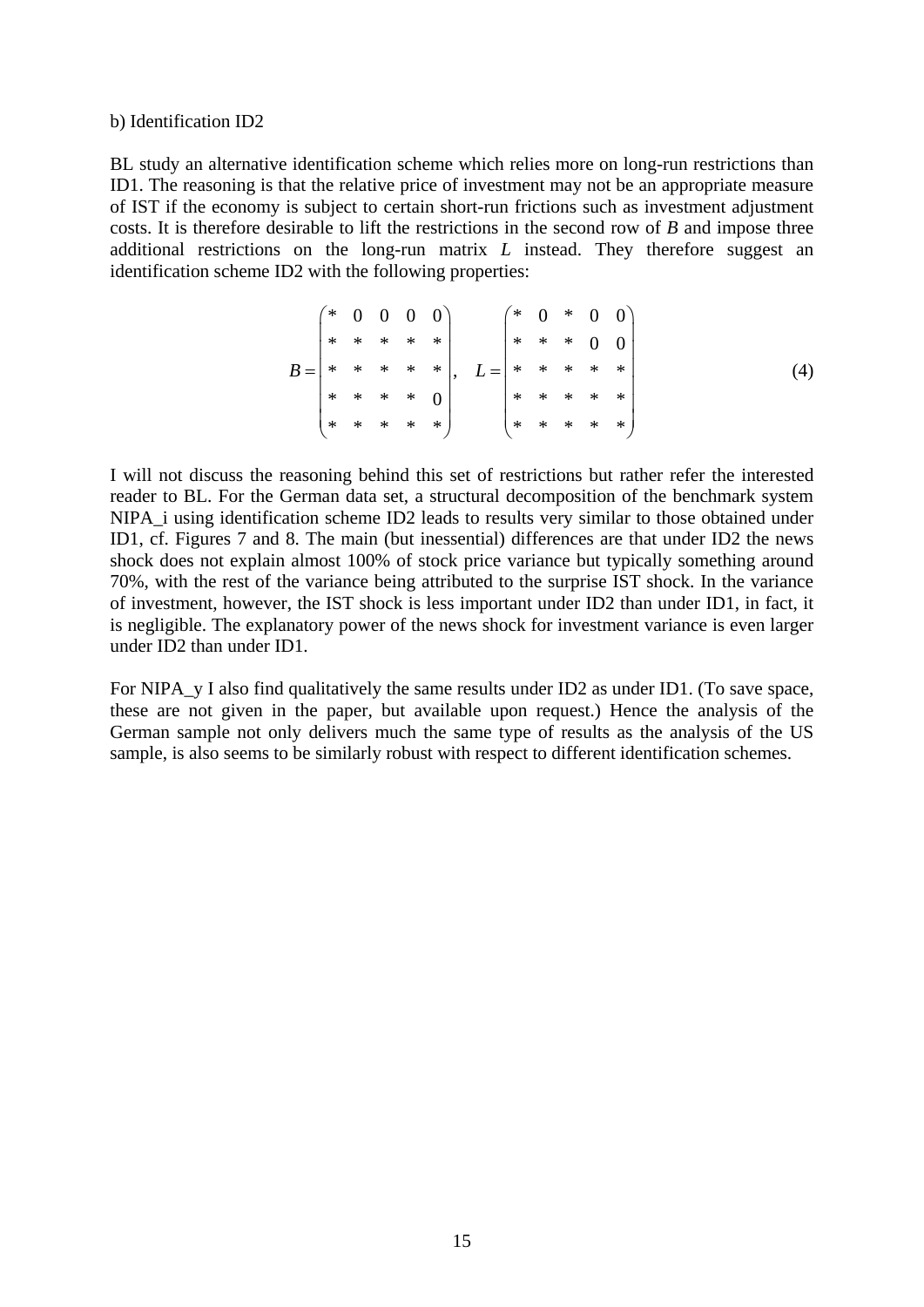b) Identification ID2

BL study an alternative identification scheme which relies more on long-run restrictions than ID1. The reasoning is that the relative price of investment may not be an appropriate measure of IST if the economy is subject to certain short-run frictions such as investment adjustment costs. It is therefore desirable to lift the restrictions in the second row of *B* and impose three additional restrictions on the long-run matrix *L* instead. They therefore suggest an identification scheme ID2 with the following properties:

$$B = \begin{pmatrix} * & 0 & 0 & 0 & 0 \\ * & * & * & * & * \\ * & * & * & * & * \\ * & * & * & * & 0 \\ * & * & * & * & * \end{pmatrix}, \quad L = \begin{pmatrix} * & 0 & * & 0 & 0 \\ * & * & * & 0 & 0 \\ * & * & * & * & * \\ * & * & * & * & * \\ * & * & * & * & * \end{pmatrix} \tag{4}$$

I will not discuss the reasoning behind this set of restrictions but rather refer the interested reader to BL. For the German data set, a structural decomposition of the benchmark system NIPA_i using identification scheme ID2 leads to results very similar to those obtained under ID1, cf. Figures 7 and 8. The main (but inessential) differences are that under ID2 the news shock does not explain almost 100% of stock price variance but typically something around 70%, with the rest of the variance being attributed to the surprise IST shock. In the variance of investment, however, the IST shock is less important under ID2 than under ID1, in fact, it is negligible. The explanatory power of the news shock for investment variance is even larger under ID2 than under ID1.

For NIPA_y I also find qualitatively the same results under ID2 as under ID1. (To save space, these are not given in the paper, but available upon request.) Hence the analysis of the German sample not only delivers much the same type of results as the analysis of the US sample, is also seems to be similarly robust with respect to different identification schemes.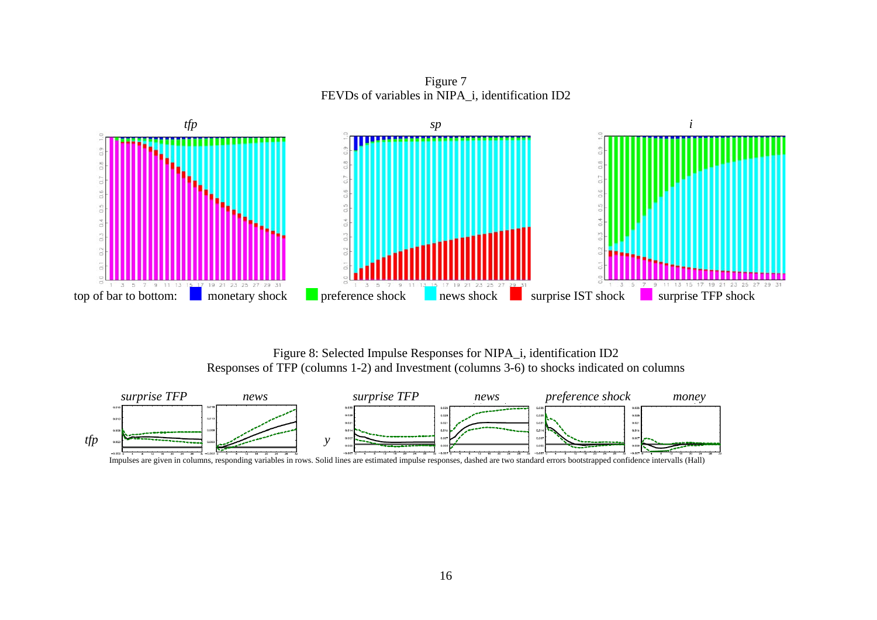Figure 7
FEVDs of variables in NIPA_i, identification ID2

top of bar to bottom: monetary shock, preference shock, news shock, surprise IST shock, surprise TFP shock

Figure 8: Selected Impulse Responses for NIPA_i, identification ID2
Responses of TFP (columns 1-2) and Investment (columns 3-6) to shocks indicated on columns

Impulses are given in columns, responding variables in rows. Solid lines are estimated impulse responses, dashed are two standard errors bootstrapped confidence intervalls (Hall)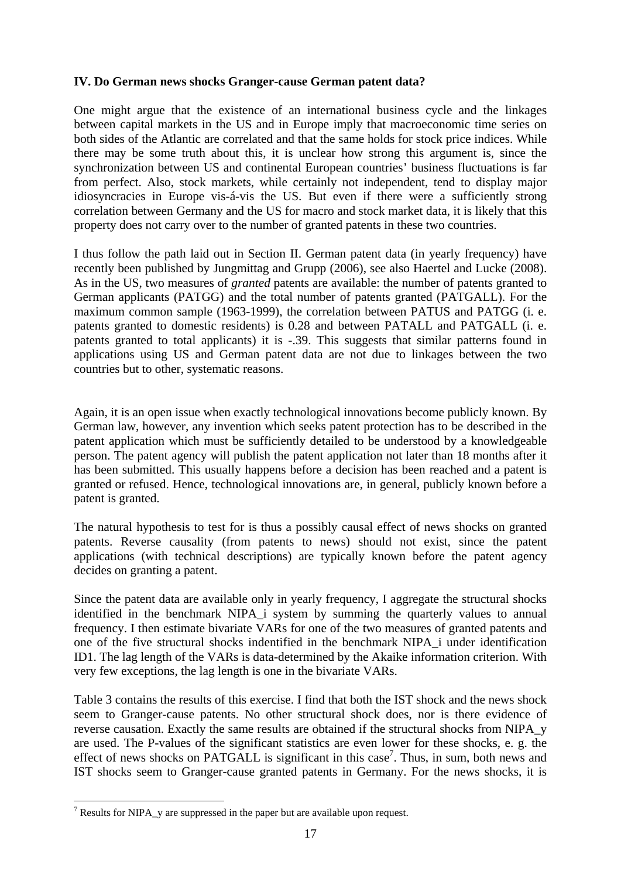**IV. Do German news shocks Granger-cause German patent data?**

One might argue that the existence of an international business cycle and the linkages between capital markets in the US and in Europe imply that macroeconomic time series on both sides of the Atlantic are correlated and that the same holds for stock price indices. While there may be some truth about this, it is unclear how strong this argument is, since the synchronization between US and continental European countries' business fluctuations is far from perfect. Also, stock markets, while certainly not independent, tend to display major idiosyncracies in Europe vis-á-vis the US. But even if there were a sufficiently strong correlation between Germany and the US for macro and stock market data, it is likely that this property does not carry over to the number of granted patents in these two countries.

I thus follow the path laid out in Section II. German patent data (in yearly frequency) have recently been published by Jungmittag and Grupp (2006), see also Haertel and Lucke (2008). As in the US, two measures of *granted* patents are available: the number of patents granted to German applicants (PATGG) and the total number of patents granted (PATGALL). For the maximum common sample (1963-1999), the correlation between PATUS and PATGG (i. e. patents granted to domestic residents) is 0.28 and between PATALL and PATGALL (i. e. patents granted to total applicants) it is -.39. This suggests that similar patterns found in applications using US and German patent data are not due to linkages between the two countries but to other, systematic reasons.

Again, it is an open issue when exactly technological innovations become publicly known. By German law, however, any invention which seeks patent protection has to be described in the patent application which must be sufficiently detailed to be understood by a knowledgeable person. The patent agency will publish the patent application not later than 18 months after it has been submitted. This usually happens before a decision has been reached and a patent is granted or refused. Hence, technological innovations are, in general, publicly known before a patent is granted.

The natural hypothesis to test for is thus a possibly causal effect of news shocks on granted patents. Reverse causality (from patents to news) should not exist, since the patent applications (with technical descriptions) are typically known before the patent agency decides on granting a patent.

Since the patent data are available only in yearly frequency, I aggregate the structural shocks identified in the benchmark NIPA_i system by summing the quarterly values to annual frequency. I then estimate bivariate VARs for one of the two measures of granted patents and one of the five structural shocks indentified in the benchmark NIPA_i under identification ID1. The lag length of the VARs is data-determined by the Akaike information criterion. With very few exceptions, the lag length is one in the bivariate VARs.

Table 3 contains the results of this exercise. I find that both the IST shock and the news shock seem to Granger-cause patents. No other structural shock does, nor is there evidence of reverse causation. Exactly the same results are obtained if the structural shocks from NIPA_y are used. The P-values of the significant statistics are even lower for these shocks, e. g. the effect of news shocks on PATGALL is significant in this case[7]. Thus, in sum, both news and IST shocks seem to Granger-cause granted patents in Germany. For the news shocks, it is

[7] Results for NIPA_y are suppressed in the paper but are available upon request.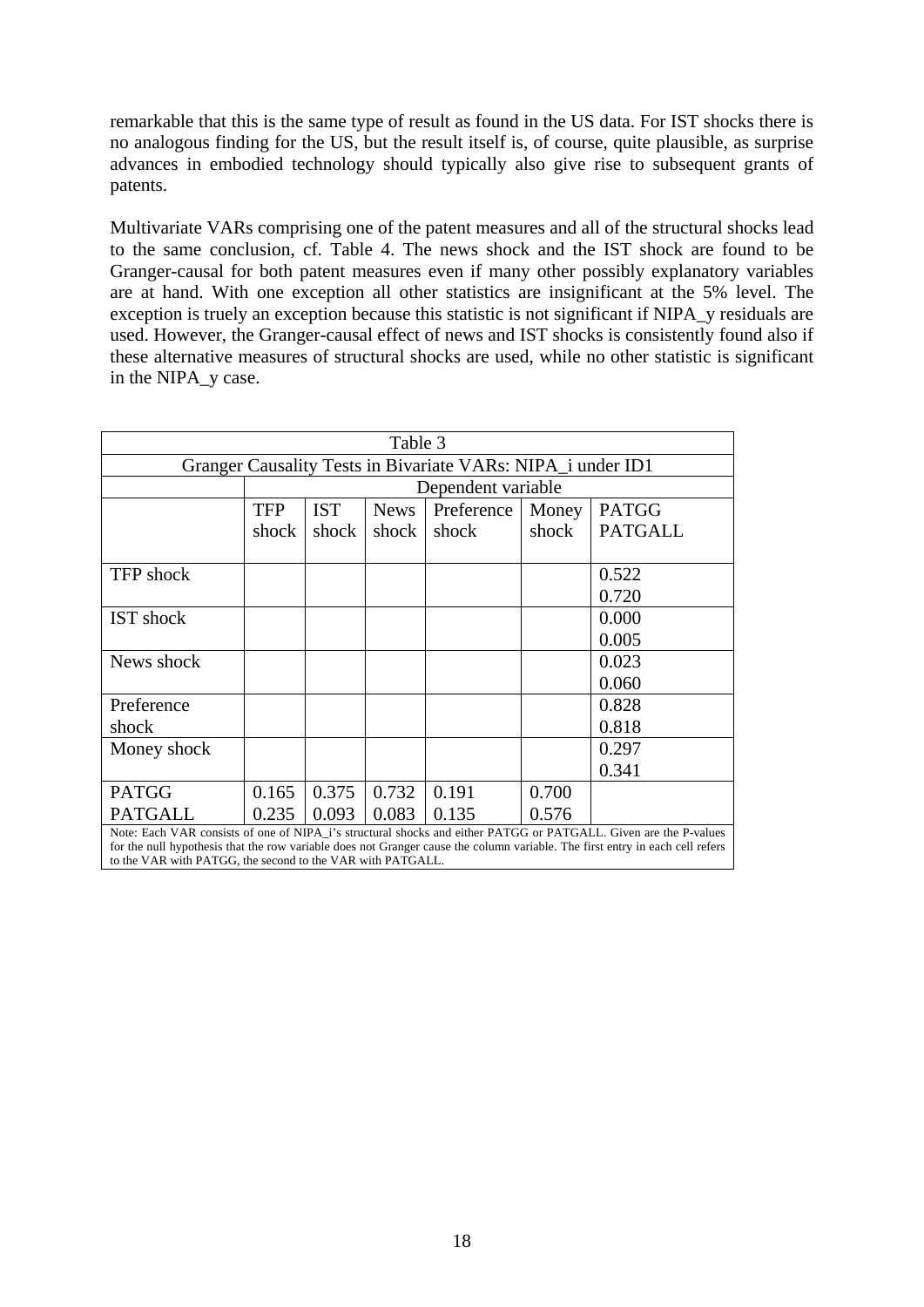remarkable that this is the same type of result as found in the US data. For IST shocks there is no analogous finding for the US, but the result itself is, of course, quite plausible, as surprise advances in embodied technology should typically also give rise to subsequent grants of patents.

Multivariate VARs comprising one of the patent measures and all of the structural shocks lead to the same conclusion, cf. Table 4. The news shock and the IST shock are found to be Granger-causal for both patent measures even if many other possibly explanatory variables are at hand. With one exception all other statistics are insignificant at the 5% level. The exception is truely an exception because this statistic is not significant if NIPA_y residuals are used. However, the Granger-causal effect of news and IST shocks is consistently found also if these alternative measures of structural shocks are used, while no other statistic is significant in the NIPA_y case.

Table 3

Granger Causality Tests in Bivariate VARs: NIPA_i under ID1

| | Dependent variable | | | | | |
|---|---|---|---|---|---|---|
| | TFP shock | IST shock | News shock | Preference shock | Money shock | PATGG PATGALL |
| TFP shock | | | | | | 0.522<br>0.720 |
| IST shock | | | | | | 0.000<br>0.005 |
| News shock | | | | | | 0.023<br>0.060 |
| Preference shock | | | | | | 0.828<br>0.818 |
| Money shock | | | | | | 0.297<br>0.341 |
| PATGG<br>PATGALL | 0.165<br>0.235 | 0.375<br>0.093 | 0.732<br>0.083 | 0.191<br>0.135 | 0.700<br>0.576 | |

Note: Each VAR consists of one of NIPA_i's structural shocks and either PATGG or PATGALL. Given are the P-values for the null hypothesis that the row variable does not Granger cause the column variable. The first entry in each cell refers to the VAR with PATGG, the second to the VAR with PATGALL.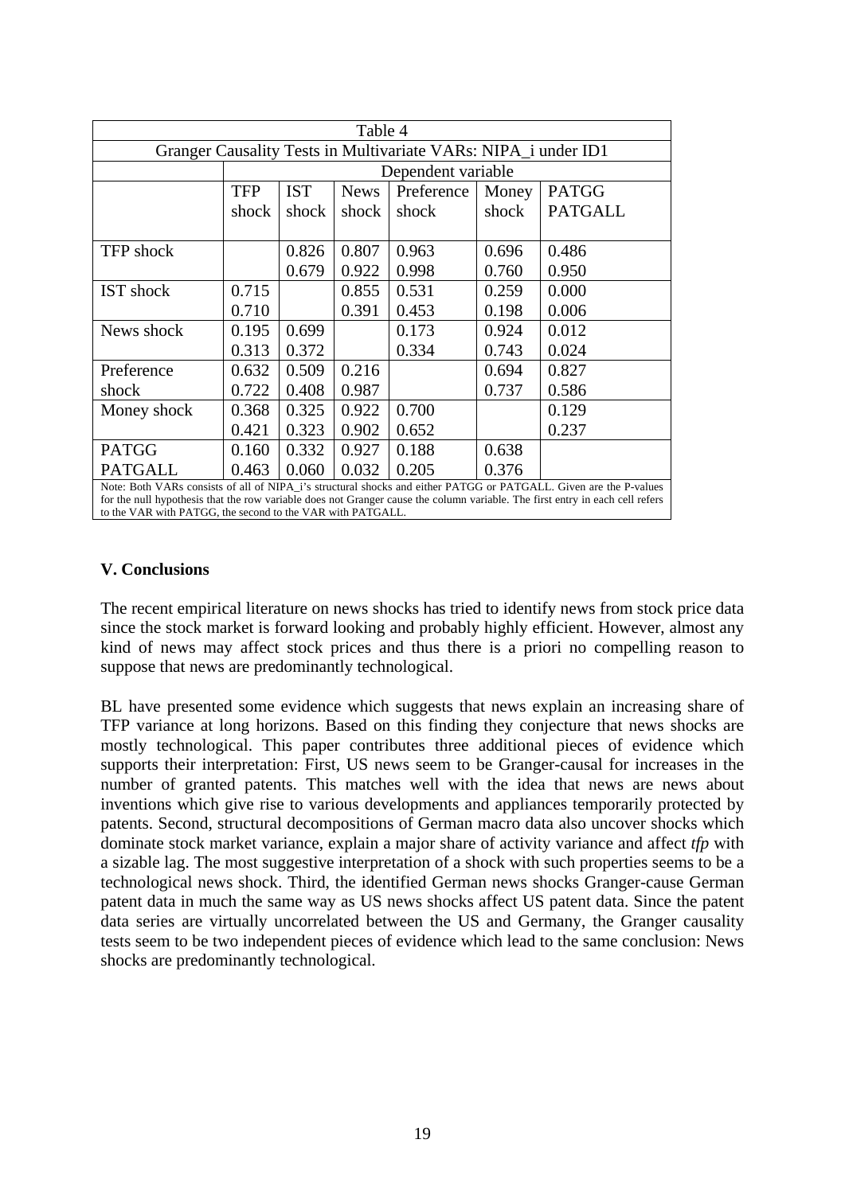Table 4

Granger Causality Tests in Multivariate VARs: NIPA_i under ID1

| | Dependent variable | | | | | |
|---|---|---|---|---|---|---|
| | TFP shock | IST shock | News shock | Preference shock | Money shock | PATGG PATGALL |
| TFP shock | | 0.826<br>0.679 | 0.807<br>0.922 | 0.963<br>0.998 | 0.696<br>0.760 | 0.486<br>0.950 |
| IST shock | 0.715<br>0.710 | | 0.855<br>0.391 | 0.531<br>0.453 | 0.259<br>0.198 | 0.000<br>0.006 |
| News shock | 0.195<br>0.313 | 0.699<br>0.372 | | 0.173<br>0.334 | 0.924<br>0.743 | 0.012<br>0.024 |
| Preference shock | 0.632<br>0.722 | 0.509<br>0.408 | 0.216<br>0.987 | | 0.694<br>0.737 | 0.827<br>0.586 |
| Money shock | 0.368<br>0.421 | 0.325<br>0.323 | 0.922<br>0.902 | 0.700<br>0.652 | | 0.129<br>0.237 |
| PATGG PATGALL | 0.160<br>0.463 | 0.332<br>0.060 | 0.927<br>0.032 | 0.188<br>0.205 | 0.638<br>0.376 | |

Note: Both VARs consists of all of NIPA_i's structural shocks and either PATGG or PATGALL. Given are the P-values for the null hypothesis that the row variable does not Granger cause the column variable. The first entry in each cell refers to the VAR with PATGG, the second to the VAR with PATGALL.

## V. Conclusions

The recent empirical literature on news shocks has tried to identify news from stock price data since the stock market is forward looking and probably highly efficient. However, almost any kind of news may affect stock prices and thus there is a priori no compelling reason to suppose that news are predominantly technological.

BL have presented some evidence which suggests that news explain an increasing share of TFP variance at long horizons. Based on this finding they conjecture that news shocks are mostly technological. This paper contributes three additional pieces of evidence which supports their interpretation: First, US news seem to be Granger-causal for increases in the number of granted patents. This matches well with the idea that news are news about inventions which give rise to various developments and appliances temporarily protected by patents. Second, structural decompositions of German macro data also uncover shocks which dominate stock market variance, explain a major share of activity variance and affect *tfp* with a sizable lag. The most suggestive interpretation of a shock with such properties seems to be a technological news shock. Third, the identified German news shocks Granger-cause German patent data in much the same way as US news shocks affect US patent data. Since the patent data series are virtually uncorrelated between the US and Germany, the Granger causality tests seem to be two independent pieces of evidence which lead to the same conclusion: News shocks are predominantly technological.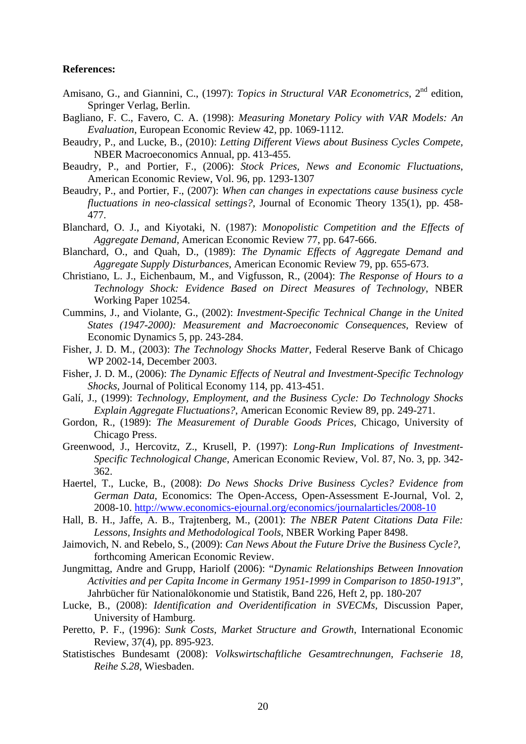**References:**

Amisano, G., and Giannini, C., (1997): *Topics in Structural VAR Econometrics*, 2nd edition, Springer Verlag, Berlin.

Bagliano, F. C., Favero, C. A. (1998): *Measuring Monetary Policy with VAR Models: An Evaluation*, European Economic Review 42, pp. 1069-1112.

Beaudry, P., and Lucke, B., (2010): *Letting Different Views about Business Cycles Compete*, NBER Macroeconomics Annual, pp. 413-455.

Beaudry, P., and Portier, F., (2006): *Stock Prices, News and Economic Fluctuations*, American Economic Review, Vol. 96, pp. 1293-1307

Beaudry, P., and Portier, F., (2007): *When can changes in expectations cause business cycle fluctuations in neo-classical settings?*, Journal of Economic Theory 135(1), pp. 458-477.

Blanchard, O. J., and Kiyotaki, N. (1987): *Monopolistic Competition and the Effects of Aggregate Demand*, American Economic Review 77, pp. 647-666.

Blanchard, O., and Quah, D., (1989): *The Dynamic Effects of Aggregate Demand and Aggregate Supply Disturbances*, American Economic Review 79, pp. 655-673.

Christiano, L. J., Eichenbaum, M., and Vigfusson, R., (2004): *The Response of Hours to a Technology Shock: Evidence Based on Direct Measures of Technology*, NBER Working Paper 10254.

Cummins, J., and Violante, G., (2002): *Investment-Specific Technical Change in the United States (1947-2000): Measurement and Macroeconomic Consequences*, Review of Economic Dynamics 5, pp. 243-284.

Fisher, J. D. M., (2003): *The Technology Shocks Matter*, Federal Reserve Bank of Chicago WP 2002-14, December 2003.

Fisher, J. D. M., (2006): *The Dynamic Effects of Neutral and Investment-Specific Technology Shocks*, Journal of Political Economy 114, pp. 413-451.

Galí, J., (1999): *Technology, Employment, and the Business Cycle: Do Technology Shocks Explain Aggregate Fluctuations?*, American Economic Review 89, pp. 249-271.

Gordon, R., (1989): *The Measurement of Durable Goods Prices*, Chicago, University of Chicago Press.

Greenwood, J., Hercovitz, Z., Krusell, P. (1997): *Long-Run Implications of Investment-Specific Technological Change*, American Economic Review, Vol. 87, No. 3, pp. 342-362.

Haertel, T., Lucke, B., (2008): *Do News Shocks Drive Business Cycles? Evidence from German Data*, Economics: The Open-Access, Open-Assessment E-Journal, Vol. 2, 2008-10. http://www.economics-ejournal.org/economics/journalarticles/2008-10

Hall, B. H., Jaffe, A. B., Trajtenberg, M., (2001): *The NBER Patent Citations Data File: Lessons, Insights and Methodological Tools*, NBER Working Paper 8498.

Jaimovich, N. and Rebelo, S., (2009): *Can News About the Future Drive the Business Cycle?*, forthcoming American Economic Review.

Jungmittag, Andre and Grupp, Hariolf (2006): "*Dynamic Relationships Between Innovation Activities and per Capita Income in Germany 1951-1999 in Comparison to 1850-1913*", Jahrbücher für Nationalökonomie und Statistik, Band 226, Heft 2, pp. 180-207

Lucke, B., (2008): *Identification and Overidentification in SVECMs*, Discussion Paper, University of Hamburg.

Peretto, P. F., (1996): *Sunk Costs, Market Structure and Growth*, International Economic Review, 37(4), pp. 895-923.

Statistisches Bundesamt (2008): *Volkswirtschaftliche Gesamtrechnungen, Fachserie 18, Reihe S.28*, Wiesbaden.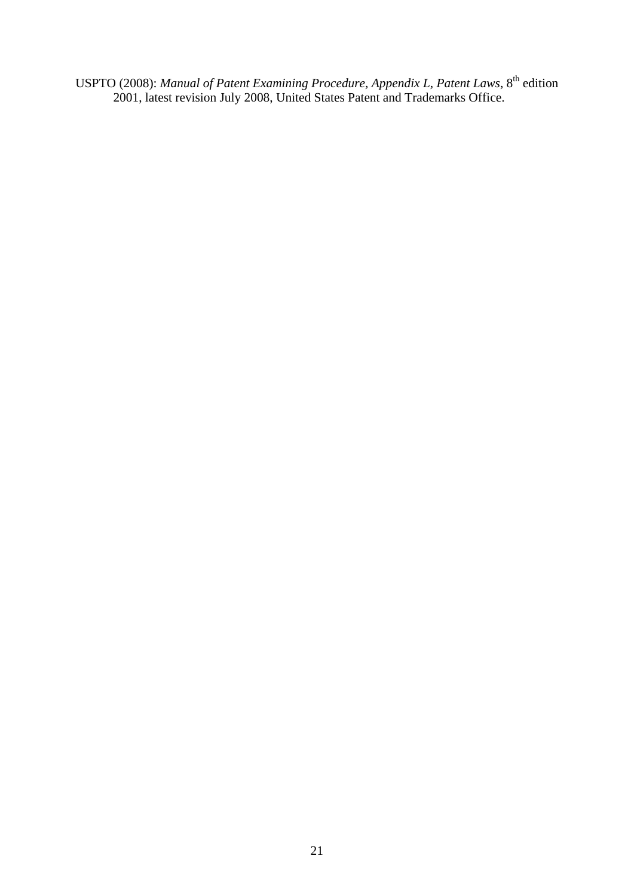USPTO (2008): *Manual of Patent Examining Procedure, Appendix L, Patent Laws*, 8$^{th}$ edition 2001, latest revision July 2008, United States Patent and Trademarks Office.